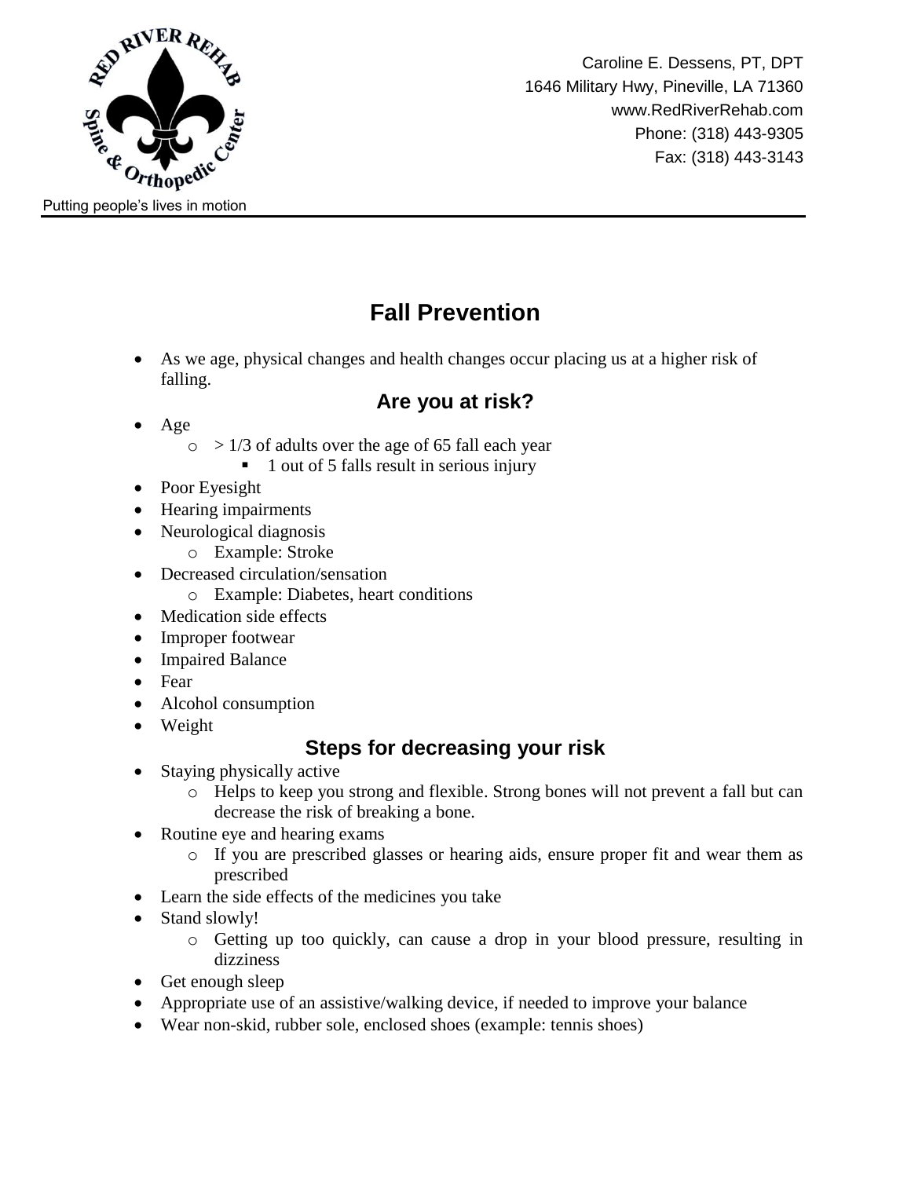Caroline E. Dessens, PT, DPT
1646 Military Hwy, Pineville, LA 71360
www.RedRiverRehab.com
Phone: (318) 443-9305
Fax: (318) 443-3143

Putting people's lives in motion

# Fall Prevention

- As we age, physical changes and health changes occur placing us at a higher risk of falling.

## Are you at risk?

- Age
  - > 1/3 of adults over the age of 65 fall each year
    - 1 out of 5 falls result in serious injury
- Poor Eyesight
- Hearing impairments
- Neurological diagnosis
  - Example: Stroke
- Decreased circulation/sensation
  - Example: Diabetes, heart conditions
- Medication side effects
- Improper footwear
- Impaired Balance
- Fear
- Alcohol consumption
- Weight

## Steps for decreasing your risk

- Staying physically active
  - Helps to keep you strong and flexible. Strong bones will not prevent a fall but can decrease the risk of breaking a bone.
- Routine eye and hearing exams
  - If you are prescribed glasses or hearing aids, ensure proper fit and wear them as prescribed
- Learn the side effects of the medicines you take
- Stand slowly!
  - Getting up too quickly, can cause a drop in your blood pressure, resulting in dizziness
- Get enough sleep
- Appropriate use of an assistive/walking device, if needed to improve your balance
- Wear non-skid, rubber sole, enclosed shoes (example: tennis shoes)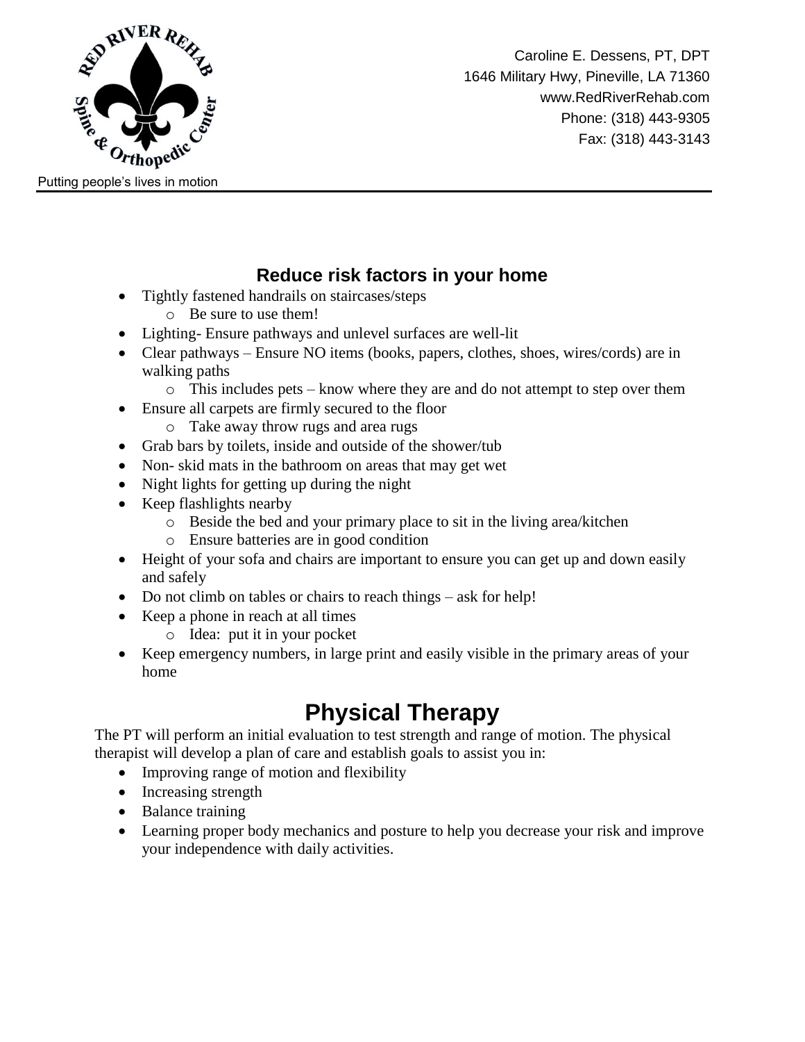Caroline E. Dessens, PT, DPT
1646 Military Hwy, Pineville, LA 71360
www.RedRiverRehab.com
Phone: (318) 443-9305
Fax: (318) 443-3143

Putting people's lives in motion

## Reduce risk factors in your home

- Tightly fastened handrails on staircases/steps
  - Be sure to use them!
- Lighting- Ensure pathways and unlevel surfaces are well-lit
- Clear pathways – Ensure NO items (books, papers, clothes, shoes, wires/cords) are in walking paths
  - This includes pets – know where they are and do not attempt to step over them
- Ensure all carpets are firmly secured to the floor
  - Take away throw rugs and area rugs
- Grab bars by toilets, inside and outside of the shower/tub
- Non- skid mats in the bathroom on areas that may get wet
- Night lights for getting up during the night
- Keep flashlights nearby
  - Beside the bed and your primary place to sit in the living area/kitchen
  - Ensure batteries are in good condition
- Height of your sofa and chairs are important to ensure you can get up and down easily and safely
- Do not climb on tables or chairs to reach things – ask for help!
- Keep a phone in reach at all times
  - Idea: put it in your pocket
- Keep emergency numbers, in large print and easily visible in the primary areas of your home

# Physical Therapy

The PT will perform an initial evaluation to test strength and range of motion. The physical therapist will develop a plan of care and establish goals to assist you in:

- Improving range of motion and flexibility
- Increasing strength
- Balance training
- Learning proper body mechanics and posture to help you decrease your risk and improve your independence with daily activities.